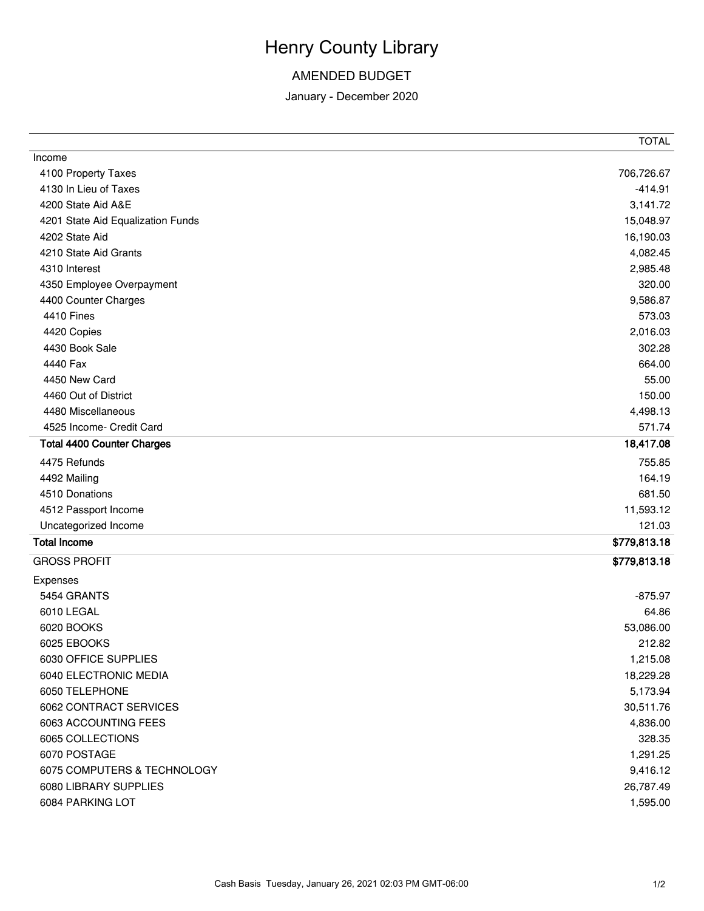# Henry County Library

## AMENDED BUDGET

January - December 2020

| | TOTAL |
|---|---|
| Income | |
| 4100 Property Taxes | 706,726.67 |
| 4130 In Lieu of Taxes | -414.91 |
| 4200 State Aid A&E | 3,141.72 |
| 4201 State Aid Equalization Funds | 15,048.97 |
| 4202 State Aid | 16,190.03 |
| 4210 State Aid Grants | 4,082.45 |
| 4310 Interest | 2,985.48 |
| 4350 Employee Overpayment | 320.00 |
| 4400 Counter Charges | 9,586.87 |
| 4410 Fines | 573.03 |
| 4420 Copies | 2,016.03 |
| 4430 Book Sale | 302.28 |
| 4440 Fax | 664.00 |
| 4450 New Card | 55.00 |
| 4460 Out of District | 150.00 |
| 4480 Miscellaneous | 4,498.13 |
| 4525 Income- Credit Card | 571.74 |
| **Total 4400 Counter Charges** | **18,417.08** |
| 4475 Refunds | 755.85 |
| 4492 Mailing | 164.19 |
| 4510 Donations | 681.50 |
| 4512 Passport Income | 11,593.12 |
| Uncategorized Income | 121.03 |
| **Total Income** | **$779,813.18** |
| GROSS PROFIT | **$779,813.18** |
| Expenses | |
| 5454 GRANTS | -875.97 |
| 6010 LEGAL | 64.86 |
| 6020 BOOKS | 53,086.00 |
| 6025 EBOOKS | 212.82 |
| 6030 OFFICE SUPPLIES | 1,215.08 |
| 6040 ELECTRONIC MEDIA | 18,229.28 |
| 6050 TELEPHONE | 5,173.94 |
| 6062 CONTRACT SERVICES | 30,511.76 |
| 6063 ACCOUNTING FEES | 4,836.00 |
| 6065 COLLECTIONS | 328.35 |
| 6070 POSTAGE | 1,291.25 |
| 6075 COMPUTERS & TECHNOLOGY | 9,416.12 |
| 6080 LIBRARY SUPPLIES | 26,787.49 |
| 6084 PARKING LOT | 1,595.00 |

Cash Basis Tuesday, January 26, 2021 02:03 PM GMT-06:00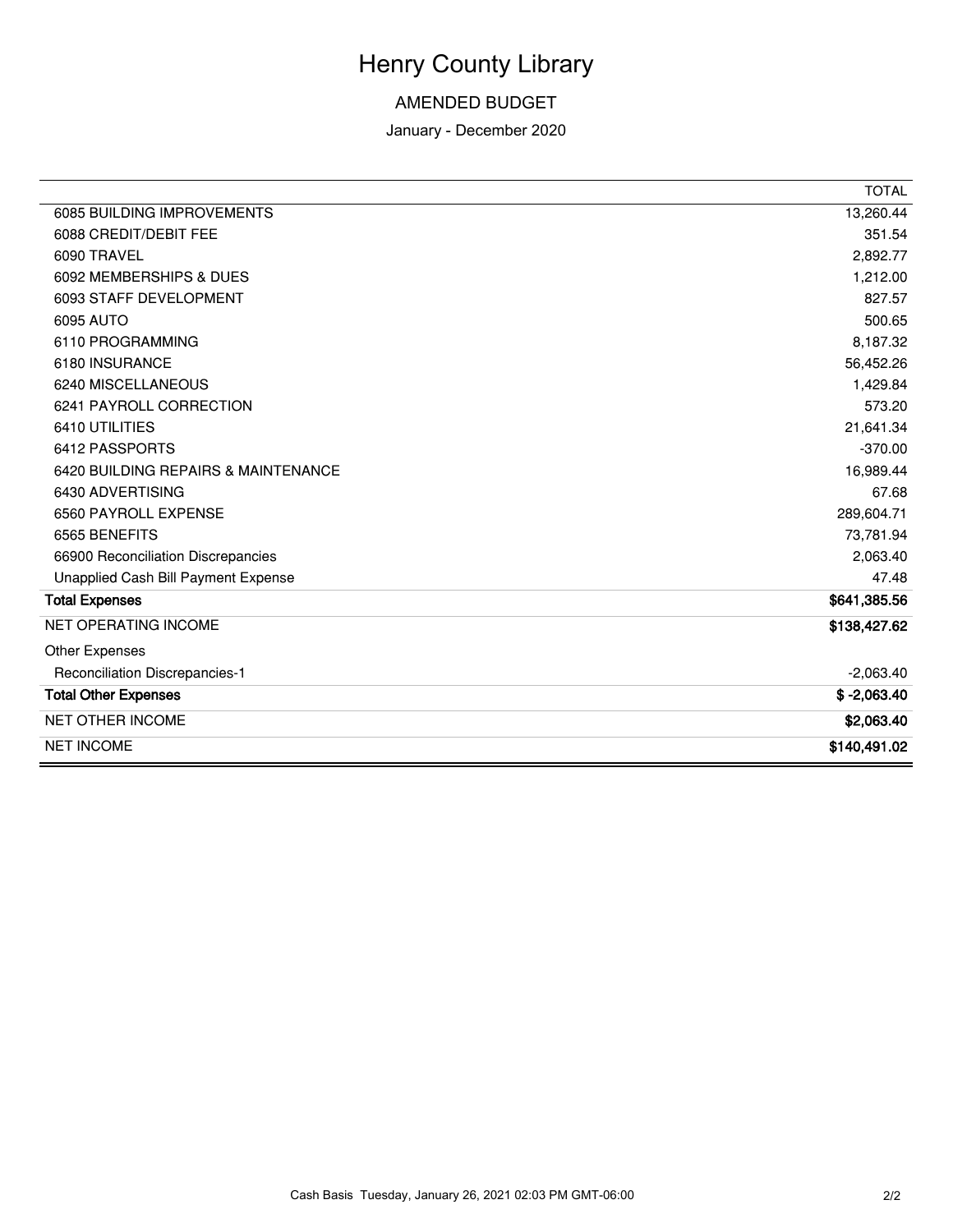# Henry County Library

## AMENDED BUDGET

January - December 2020

| | TOTAL |
|---|---|
| 6085 BUILDING IMPROVEMENTS | 13,260.44 |
| 6088 CREDIT/DEBIT FEE | 351.54 |
| 6090 TRAVEL | 2,892.77 |
| 6092 MEMBERSHIPS & DUES | 1,212.00 |
| 6093 STAFF DEVELOPMENT | 827.57 |
| 6095 AUTO | 500.65 |
| 6110 PROGRAMMING | 8,187.32 |
| 6180 INSURANCE | 56,452.26 |
| 6240 MISCELLANEOUS | 1,429.84 |
| 6241 PAYROLL CORRECTION | 573.20 |
| 6410 UTILITIES | 21,641.34 |
| 6412 PASSPORTS | -370.00 |
| 6420 BUILDING REPAIRS & MAINTENANCE | 16,989.44 |
| 6430 ADVERTISING | 67.68 |
| 6560 PAYROLL EXPENSE | 289,604.71 |
| 6565 BENEFITS | 73,781.94 |
| 66900 Reconciliation Discrepancies | 2,063.40 |
| Unapplied Cash Bill Payment Expense | 47.48 |
| **Total Expenses** | **$641,385.56** |
| NET OPERATING INCOME | **$138,427.62** |
| Other Expenses | |
| Reconciliation Discrepancies-1 | -2,063.40 |
| **Total Other Expenses** | **$ -2,063.40** |
| NET OTHER INCOME | **$2,063.40** |
| NET INCOME | **$140,491.02** |

Cash Basis Tuesday, January 26, 2021 02:03 PM GMT-06:00